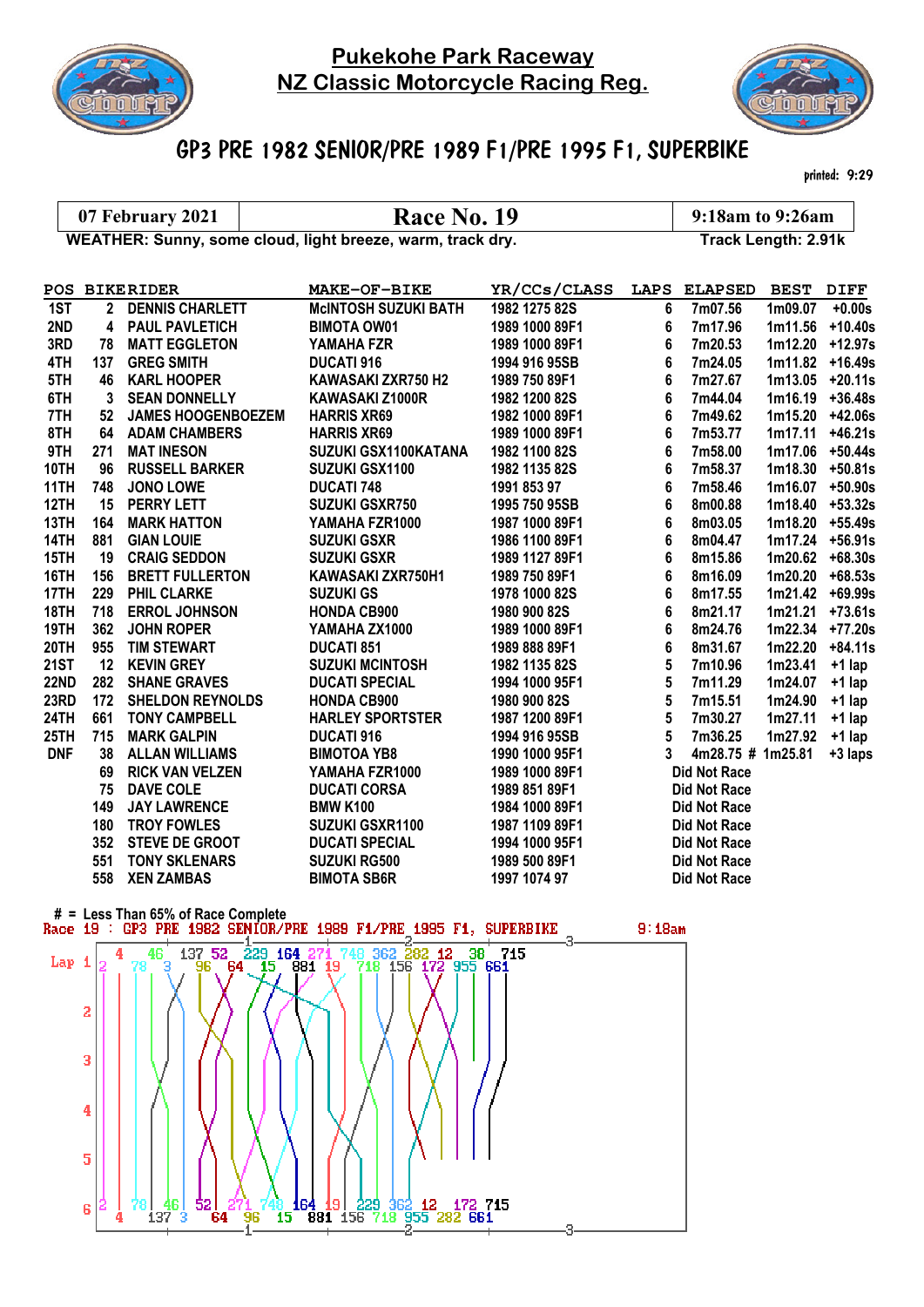# Pukekohe Park Raceway
# NZ Classic Motorcycle Racing Reg.

## GP3 PRE 1982 SENIOR/PRE 1989 F1/PRE 1995 F1, SUPERBIKE

printed: 9:29

| 07 February 2021 | Race No. 19 | 9:18am to 9:26am |
|---|---|---|

WEATHER: Sunny, some cloud, light breeze, warm, track dry. Track Length: 2.91k

| POS | BIKE | RIDER | MAKE-OF-BIKE | YR/CCs/CLASS | LAPS | ELAPSED | BEST | DIFF |
|---|---|---|---|---|---|---|---|---|
| 1ST | 2 | DENNIS CHARLETT | McINTOSH SUZUKI BATH | 1982 1275 82S | 6 | 7m07.56 | 1m09.07 | +0.00s |
| 2ND | 4 | PAUL PAVLETICH | BIMOTA OW01 | 1989 1000 89F1 | 6 | 7m17.96 | 1m11.56 | +10.40s |
| 3RD | 78 | MATT EGGLETON | YAMAHA FZR | 1989 1000 89F1 | 6 | 7m20.53 | 1m12.20 | +12.97s |
| 4TH | 137 | GREG SMITH | DUCATI 916 | 1994 916 95SB | 6 | 7m24.05 | 1m11.82 | +16.49s |
| 5TH | 46 | KARL HOOPER | KAWASAKI ZXR750 H2 | 1989 750 89F1 | 6 | 7m27.67 | 1m13.05 | +20.11s |
| 6TH | 3 | SEAN DONNELLY | KAWASAKI Z1000R | 1982 1200 82S | 6 | 7m44.04 | 1m16.19 | +36.48s |
| 7TH | 52 | JAMES HOOGENBOEZEM | HARRIS XR69 | 1982 1000 89F1 | 6 | 7m49.62 | 1m15.20 | +42.06s |
| 8TH | 64 | ADAM CHAMBERS | HARRIS XR69 | 1989 1000 89F1 | 6 | 7m53.77 | 1m17.11 | +46.21s |
| 9TH | 271 | MAT INESON | SUZUKI GSX1100KATANA | 1982 1100 82S | 6 | 7m58.00 | 1m17.06 | +50.44s |
| 10TH | 96 | RUSSELL BARKER | SUZUKI GSX1100 | 1982 1135 82S | 6 | 7m58.37 | 1m18.30 | +50.81s |
| 11TH | 748 | JONO LOWE | DUCATI 748 | 1991 853 97 | 6 | 7m58.46 | 1m16.07 | +50.90s |
| 12TH | 15 | PERRY LETT | SUZUKI GSXR750 | 1995 750 95SB | 6 | 8m00.88 | 1m18.40 | +53.32s |
| 13TH | 164 | MARK HATTON | YAMAHA FZR1000 | 1987 1000 89F1 | 6 | 8m03.05 | 1m18.20 | +55.49s |
| 14TH | 881 | GIAN LOUIE | SUZUKI GSXR | 1986 1100 89F1 | 6 | 8m04.47 | 1m17.24 | +56.91s |
| 15TH | 19 | CRAIG SEDDON | SUZUKI GSXR | 1989 1127 89F1 | 6 | 8m15.86 | 1m20.62 | +68.30s |
| 16TH | 156 | BRETT FULLERTON | KAWASAKI ZXR750H1 | 1989 750 89F1 | 6 | 8m16.09 | 1m20.20 | +68.53s |
| 17TH | 229 | PHIL CLARKE | SUZUKI GS | 1978 1000 82S | 6 | 8m17.55 | 1m21.42 | +69.99s |
| 18TH | 718 | ERROL JOHNSON | HONDA CB900 | 1980 900 82S | 6 | 8m21.17 | 1m21.21 | +73.61s |
| 19TH | 362 | JOHN ROPER | YAMAHA ZX1000 | 1989 1000 89F1 | 6 | 8m24.76 | 1m22.34 | +77.20s |
| 20TH | 955 | TIM STEWART | DUCATI 851 | 1989 888 89F1 | 6 | 8m31.67 | 1m22.20 | +84.11s |
| 21ST | 12 | KEVIN GREY | SUZUKI MCINTOSH | 1982 1135 82S | 5 | 7m10.96 | 1m23.41 | +1 lap |
| 22ND | 282 | SHANE GRAVES | DUCATI SPECIAL | 1994 1000 95F1 | 5 | 7m11.29 | 1m24.07 | +1 lap |
| 23RD | 172 | SHELDON REYNOLDS | HONDA CB900 | 1980 900 82S | 5 | 7m15.51 | 1m24.90 | +1 lap |
| 24TH | 661 | TONY CAMPBELL | HARLEY SPORTSTER | 1987 1200 89F1 | 5 | 7m30.27 | 1m27.11 | +1 lap |
| 25TH | 715 | MARK GALPIN | DUCATI 916 | 1994 916 95SB | 5 | 7m36.25 | 1m27.92 | +1 lap |
| DNF | 38 | ALLAN WILLIAMS | BIMTOA YB8 | 1990 1000 95F1 | 3 | 4m28.75 # | 1m25.81 | +3 laps |
| | 69 | RICK VAN VELZEN | YAMAHA FZR1000 | 1989 1000 89F1 | | Did Not Race | | |
| | 75 | DAVE COLE | DUCATI CORSA | 1989 851 89F1 | | Did Not Race | | |
| | 149 | JAY LAWRENCE | BMW K100 | 1984 1000 89F1 | | Did Not Race | | |
| | 180 | TROY FOWLES | SUZUKI GSXR1100 | 1987 1109 89F1 | | Did Not Race | | |
| | 352 | STEVE DE GROOT | DUCATI SPECIAL | 1994 1000 95F1 | | Did Not Race | | |
| | 551 | TONY SKLENARS | SUZUKI RG500 | 1989 500 89F1 | | Did Not Race | | |
| | 558 | XEN ZAMBAS | BIMOTA SB6R | 1997 1074 97 | | Did Not Race | | |

# = Less Than 65% of Race Complete

Race 19 : GP3 PRE 1982 SENIOR/PRE 1989 F1/PRE 1995 F1, SUPERBIKE 9:18am

Lap 1: 2 4 78 46 3 137 96 52 64 229 15 164 881 271 19 748 718 362 156 282 172 12 955 38 661 715

Lap 6: 2 4 78 137 46 3 52 64 271 96 748 15 164 881 19 156 229 718 362 955 12 282 172 661 715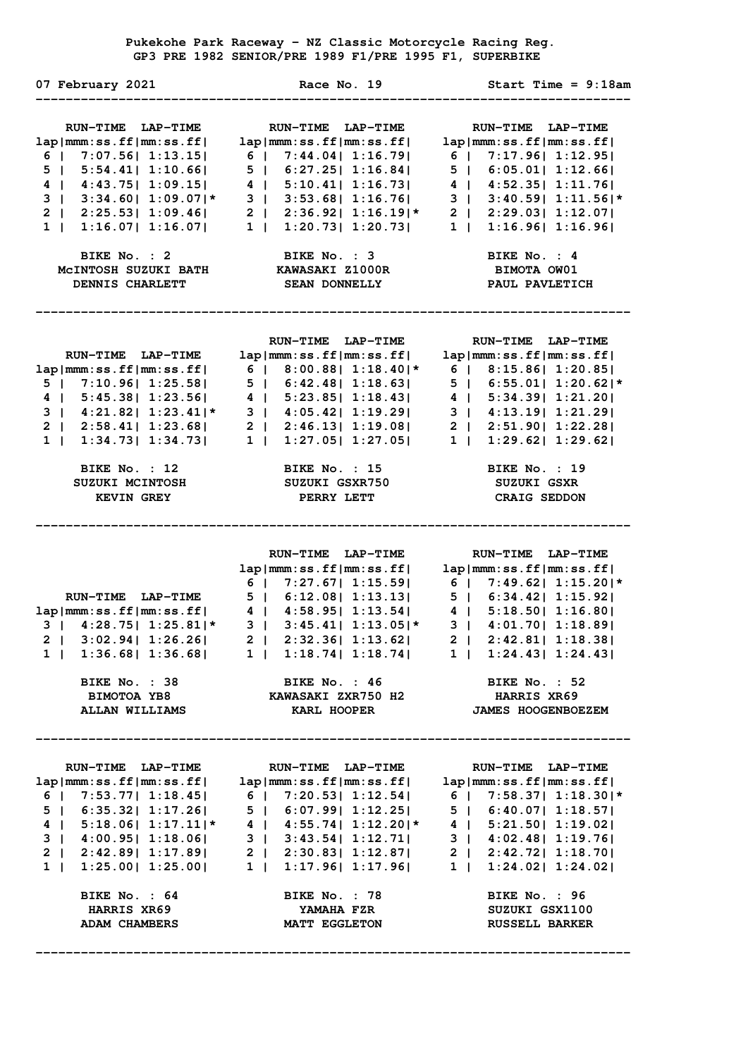Pukekohe Park Raceway - NZ Classic Motorcycle Racing Reg.
GP3 PRE 1982 SENIOR/PRE 1989 F1/PRE 1995 F1, SUPERBIKE

07 February 2021 | Race No. 19 | Start Time = 9:18am

---

**BIKE No. : 2** — McINTOSH SUZUKI BATH — DENNIS CHARLETT

| lap | RUN-TIME mmm:ss.ff | LAP-TIME mm:ss.ff | |
|---|---|---|---|
| 6 | 7:07.56 | 1:13.15 | |
| 5 | 5:54.41 | 1:10.66 | |
| 4 | 4:43.75 | 1:09.15 | |
| 3 | 3:34.60 | 1:09.07 | * |
| 2 | 2:25.53 | 1:09.46 | |
| 1 | 1:16.07 | 1:16.07 | |

**BIKE No. : 3** — KAWASAKI Z1000R — SEAN DONNELLY

| lap | RUN-TIME mmm:ss.ff | LAP-TIME mm:ss.ff | |
|---|---|---|---|
| 6 | 7:44.04 | 1:16.79 | |
| 5 | 6:27.25 | 1:16.84 | |
| 4 | 5:10.41 | 1:16.73 | |
| 3 | 3:53.68 | 1:16.76 | |
| 2 | 2:36.92 | 1:16.19 | * |
| 1 | 1:20.73 | 1:20.73 | |

**BIKE No. : 4** — BIMOTA OW01 — PAUL PAVLETICH

| lap | RUN-TIME mmm:ss.ff | LAP-TIME mm:ss.ff | |
|---|---|---|---|
| 6 | 7:17.96 | 1:12.95 | |
| 5 | 6:05.01 | 1:12.66 | |
| 4 | 4:52.35 | 1:11.76 | |
| 3 | 3:40.59 | 1:11.56 | * |
| 2 | 2:29.03 | 1:12.07 | |
| 1 | 1:16.96 | 1:16.96 | |

---

**BIKE No. : 12** — SUZUKI MCINTOSH — KEVIN GREY

| lap | RUN-TIME mmm:ss.ff | LAP-TIME mm:ss.ff | |
|---|---|---|---|
| 5 | 7:10.96 | 1:25.58 | |
| 4 | 5:45.38 | 1:23.56 | |
| 3 | 4:21.82 | 1:23.41 | * |
| 2 | 2:58.41 | 1:23.68 | |
| 1 | 1:34.73 | 1:34.73 | |

**BIKE No. : 15** — SUZUKI GSXR750 — PERRY LETT

| lap | RUN-TIME mmm:ss.ff | LAP-TIME mm:ss.ff | |
|---|---|---|---|
| 6 | 8:00.88 | 1:18.40 | * |
| 5 | 6:42.48 | 1:18.63 | |
| 4 | 5:23.85 | 1:18.43 | |
| 3 | 4:05.42 | 1:19.29 | |
| 2 | 2:46.13 | 1:19.08 | |
| 1 | 1:27.05 | 1:27.05 | |

**BIKE No. : 19** — SUZUKI GSXR — CRAIG SEDDON

| lap | RUN-TIME mmm:ss.ff | LAP-TIME mm:ss.ff | |
|---|---|---|---|
| 6 | 8:15.86 | 1:20.85 | |
| 5 | 6:55.01 | 1:20.62 | * |
| 4 | 5:34.39 | 1:21.20 | |
| 3 | 4:13.19 | 1:21.29 | |
| 2 | 2:51.90 | 1:22.28 | |
| 1 | 1:29.62 | 1:29.62 | |

---

**BIKE No. : 38** — BIMOTOA YB8 — ALLAN WILLIAMS

| lap | RUN-TIME mmm:ss.ff | LAP-TIME mm:ss.ff | |
|---|---|---|---|
| 3 | 4:28.75 | 1:25.81 | * |
| 2 | 3:02.94 | 1:26.26 | |
| 1 | 1:36.68 | 1:36.68 | |

**BIKE No. : 46** — KAWASAKI ZXR750 H2 — KARL HOOPER

| lap | RUN-TIME mmm:ss.ff | LAP-TIME mm:ss.ff | |
|---|---|---|---|
| 6 | 7:27.67 | 1:15.59 | |
| 5 | 6:12.08 | 1:13.13 | |
| 4 | 4:58.95 | 1:13.54 | |
| 3 | 3:45.41 | 1:13.05 | * |
| 2 | 2:32.36 | 1:13.62 | |
| 1 | 1:18.74 | 1:18.74 | |

**BIKE No. : 52** — HARRIS XR69 — JAMES HOOGENBOEZEM

| lap | RUN-TIME mmm:ss.ff | LAP-TIME mm:ss.ff | |
|---|---|---|---|
| 6 | 7:49.62 | 1:15.20 | * |
| 5 | 6:34.42 | 1:15.92 | |
| 4 | 5:18.50 | 1:16.80 | |
| 3 | 4:01.70 | 1:18.89 | |
| 2 | 2:42.81 | 1:18.38 | |
| 1 | 1:24.43 | 1:24.43 | |

---

**BIKE No. : 64** — HARRIS XR69 — ADAM CHAMBERS

| lap | RUN-TIME mmm:ss.ff | LAP-TIME mm:ss.ff | |
|---|---|---|---|
| 6 | 7:53.77 | 1:18.45 | |
| 5 | 6:35.32 | 1:17.26 | |
| 4 | 5:18.06 | 1:17.11 | * |
| 3 | 4:00.95 | 1:18.06 | |
| 2 | 2:42.89 | 1:17.89 | |
| 1 | 1:25.00 | 1:25.00 | |

**BIKE No. : 78** — YAMAHA FZR — MATT EGGLETON

| lap | RUN-TIME mmm:ss.ff | LAP-TIME mm:ss.ff | |
|---|---|---|---|
| 6 | 7:20.53 | 1:12.54 | |
| 5 | 6:07.99 | 1:12.25 | |
| 4 | 4:55.74 | 1:12.20 | * |
| 3 | 3:43.54 | 1:12.71 | |
| 2 | 2:30.83 | 1:12.87 | |
| 1 | 1:17.96 | 1:17.96 | |

**BIKE No. : 96** — SUZUKI GSX1100 — RUSSELL BARKER

| lap | RUN-TIME mmm:ss.ff | LAP-TIME mm:ss.ff | |
|---|---|---|---|
| 6 | 7:58.37 | 1:18.30 | * |
| 5 | 6:40.07 | 1:18.57 | |
| 4 | 5:21.50 | 1:19.02 | |
| 3 | 4:02.48 | 1:19.76 | |
| 2 | 2:42.72 | 1:18.70 | |
| 1 | 1:24.02 | 1:24.02 | |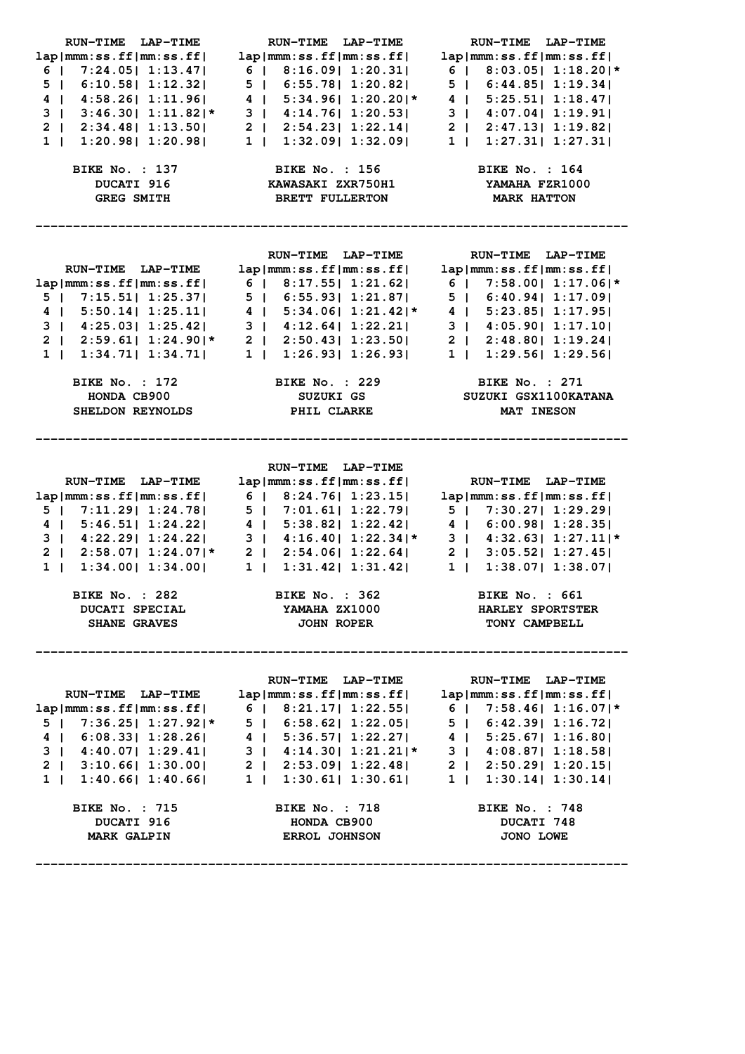| lap | RUN-TIME mmm:ss.ff | LAP-TIME mm:ss.ff | |
|---|---|---|---|
| 6 | 7:24.05 | 1:13.47 | |
| 5 | 6:10.58 | 1:12.32 | |
| 4 | 4:58.26 | 1:11.96 | |
| 3 | 3:46.30 | 1:11.82 | * |
| 2 | 2:34.48 | 1:13.50 | |
| 1 | 1:20.98 | 1:20.98 | |

**BIKE No. : 137**
**DUCATI 916**
**GREG SMITH**

| lap | RUN-TIME mmm:ss.ff | LAP-TIME mm:ss.ff | |
|---|---|---|---|
| 6 | 8:16.09 | 1:20.31 | |
| 5 | 6:55.78 | 1:20.82 | |
| 4 | 5:34.96 | 1:20.20 | * |
| 3 | 4:14.76 | 1:20.53 | |
| 2 | 2:54.23 | 1:22.14 | |
| 1 | 1:32.09 | 1:32.09 | |

**BIKE No. : 156**
**KAWASAKI ZXR750H1**
**BRETT FULLERTON**

| lap | RUN-TIME mmm:ss.ff | LAP-TIME mm:ss.ff | |
|---|---|---|---|
| 6 | 8:03.05 | 1:18.20 | * |
| 5 | 6:44.85 | 1:19.34 | |
| 4 | 5:25.51 | 1:18.47 | |
| 3 | 4:07.04 | 1:19.91 | |
| 2 | 2:47.13 | 1:19.82 | |
| 1 | 1:27.31 | 1:27.31 | |

**BIKE No. : 164**
**YAMAHA FZR1000**
**MARK HATTON**

---

| lap | RUN-TIME mmm:ss.ff | LAP-TIME mm:ss.ff | |
|---|---|---|---|
| 5 | 7:15.51 | 1:25.37 | |
| 4 | 5:50.14 | 1:25.11 | |
| 3 | 4:25.03 | 1:25.42 | |
| 2 | 2:59.61 | 1:24.90 | * |
| 1 | 1:34.71 | 1:34.71 | |

**BIKE No. : 172**
**HONDA CB900**
**SHELDON REYNOLDS**

| lap | RUN-TIME mmm:ss.ff | LAP-TIME mm:ss.ff | |
|---|---|---|---|
| 6 | 8:17.55 | 1:21.62 | |
| 5 | 6:55.93 | 1:21.87 | |
| 4 | 5:34.06 | 1:21.42 | * |
| 3 | 4:12.64 | 1:22.21 | |
| 2 | 2:50.43 | 1:23.50 | |
| 1 | 1:26.93 | 1:26.93 | |

**BIKE No. : 229**
**SUZUKI GS**
**PHIL CLARKE**

| lap | RUN-TIME mmm:ss.ff | LAP-TIME mm:ss.ff | |
|---|---|---|---|
| 6 | 7:58.00 | 1:17.06 | * |
| 5 | 6:40.94 | 1:17.09 | |
| 4 | 5:23.85 | 1:17.95 | |
| 3 | 4:05.90 | 1:17.10 | |
| 2 | 2:48.80 | 1:19.24 | |
| 1 | 1:29.56 | 1:29.56 | |

**BIKE No. : 271**
**SUZUKI GSX1100KATANA**
**MAT INESON**

---

| lap | RUN-TIME mmm:ss.ff | LAP-TIME mm:ss.ff | |
|---|---|---|---|
| 5 | 7:11.29 | 1:24.78 | |
| 4 | 5:46.51 | 1:24.22 | |
| 3 | 4:22.29 | 1:24.22 | |
| 2 | 2:58.07 | 1:24.07 | * |
| 1 | 1:34.00 | 1:34.00 | |

**BIKE No. : 282**
**DUCATI SPECIAL**
**SHANE GRAVES**

| lap | RUN-TIME mmm:ss.ff | LAP-TIME mm:ss.ff | |
|---|---|---|---|
| 6 | 8:24.76 | 1:23.15 | |
| 5 | 7:01.61 | 1:22.79 | |
| 4 | 5:38.82 | 1:22.42 | |
| 3 | 4:16.40 | 1:22.34 | * |
| 2 | 2:54.06 | 1:22.64 | |
| 1 | 1:31.42 | 1:31.42 | |

**BIKE No. : 362**
**YAMAHA ZX1000**
**JOHN ROPER**

| lap | RUN-TIME mmm:ss.ff | LAP-TIME mm:ss.ff | |
|---|---|---|---|
| 5 | 7:30.27 | 1:29.29 | |
| 4 | 6:00.98 | 1:28.35 | |
| 3 | 4:32.63 | 1:27.11 | * |
| 2 | 3:05.52 | 1:27.45 | |
| 1 | 1:38.07 | 1:38.07 | |

**BIKE No. : 661**
**HARLEY SPORTSTER**
**TONY CAMPBELL**

---

| lap | RUN-TIME mmm:ss.ff | LAP-TIME mm:ss.ff | |
|---|---|---|---|
| 5 | 7:36.25 | 1:27.92 | * |
| 4 | 6:08.33 | 1:28.26 | |
| 3 | 4:40.07 | 1:29.41 | |
| 2 | 3:10.66 | 1:30.00 | |
| 1 | 1:40.66 | 1:40.66 | |

**BIKE No. : 715**
**DUCATI 916**
**MARK GALPIN**

| lap | RUN-TIME mmm:ss.ff | LAP-TIME mm:ss.ff | |
|---|---|---|---|
| 6 | 8:21.17 | 1:22.55 | |
| 5 | 6:58.62 | 1:22.05 | |
| 4 | 5:36.57 | 1:22.27 | |
| 3 | 4:14.30 | 1:21.21 | * |
| 2 | 2:53.09 | 1:22.48 | |
| 1 | 1:30.61 | 1:30.61 | |

**BIKE No. : 718**
**HONDA CB900**
**ERROL JOHNSON**

| lap | RUN-TIME mmm:ss.ff | LAP-TIME mm:ss.ff | |
|---|---|---|---|
| 6 | 7:58.46 | 1:16.07 | * |
| 5 | 6:42.39 | 1:16.72 | |
| 4 | 5:25.67 | 1:16.80 | |
| 3 | 4:08.87 | 1:18.58 | |
| 2 | 2:50.29 | 1:20.15 | |
| 1 | 1:30.14 | 1:30.14 | |

**BIKE No. : 748**
**DUCATI 748**
**JONO LOWE**

---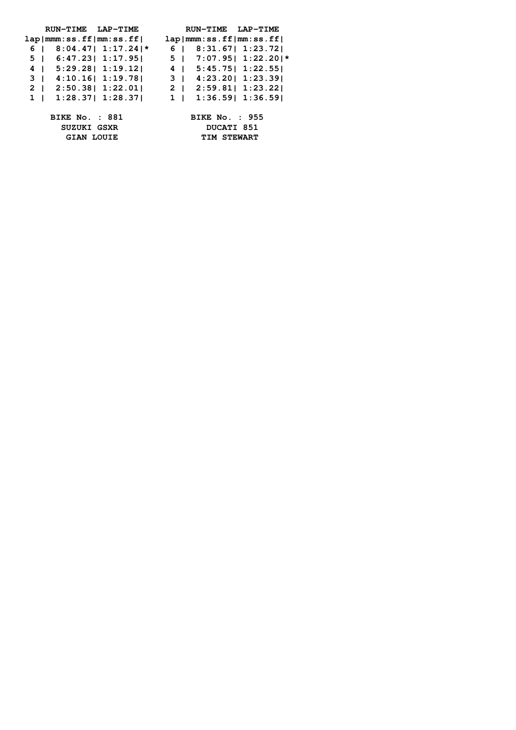| lap | RUN-TIME mmm:ss.ff | LAP-TIME mm:ss.ff | |
|---|---|---|---|
| 6 | 8:04.47 | 1:17.24 | * |
| 5 | 6:47.23 | 1:17.95 | |
| 4 | 5:29.28 | 1:19.12 | |
| 3 | 4:10.16 | 1:19.78 | |
| 2 | 2:50.38 | 1:22.01 | |
| 1 | 1:28.37 | 1:28.37 | |

BIKE No. : 881
SUZUKI GSXR
GIAN LOUIE

| lap | RUN-TIME mmm:ss.ff | LAP-TIME mm:ss.ff | |
|---|---|---|---|
| 6 | 8:31.67 | 1:23.72 | |
| 5 | 7:07.95 | 1:22.20 | * |
| 4 | 5:45.75 | 1:22.55 | |
| 3 | 4:23.20 | 1:23.39 | |
| 2 | 2:59.81 | 1:23.22 | |
| 1 | 1:36.59 | 1:36.59 | |

BIKE No. : 955
DUCATI 851
TIM STEWART